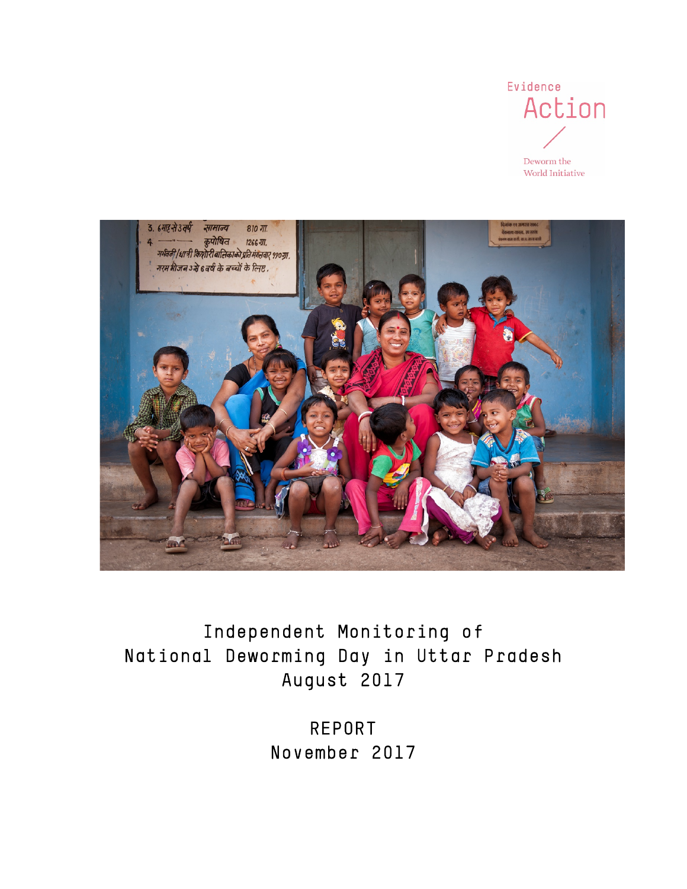Evidence Action

Deworm the World Initiative

# Independent Monitoring of National Deworming Day in Uttar Pradesh August 2017

## REPORT
November 2017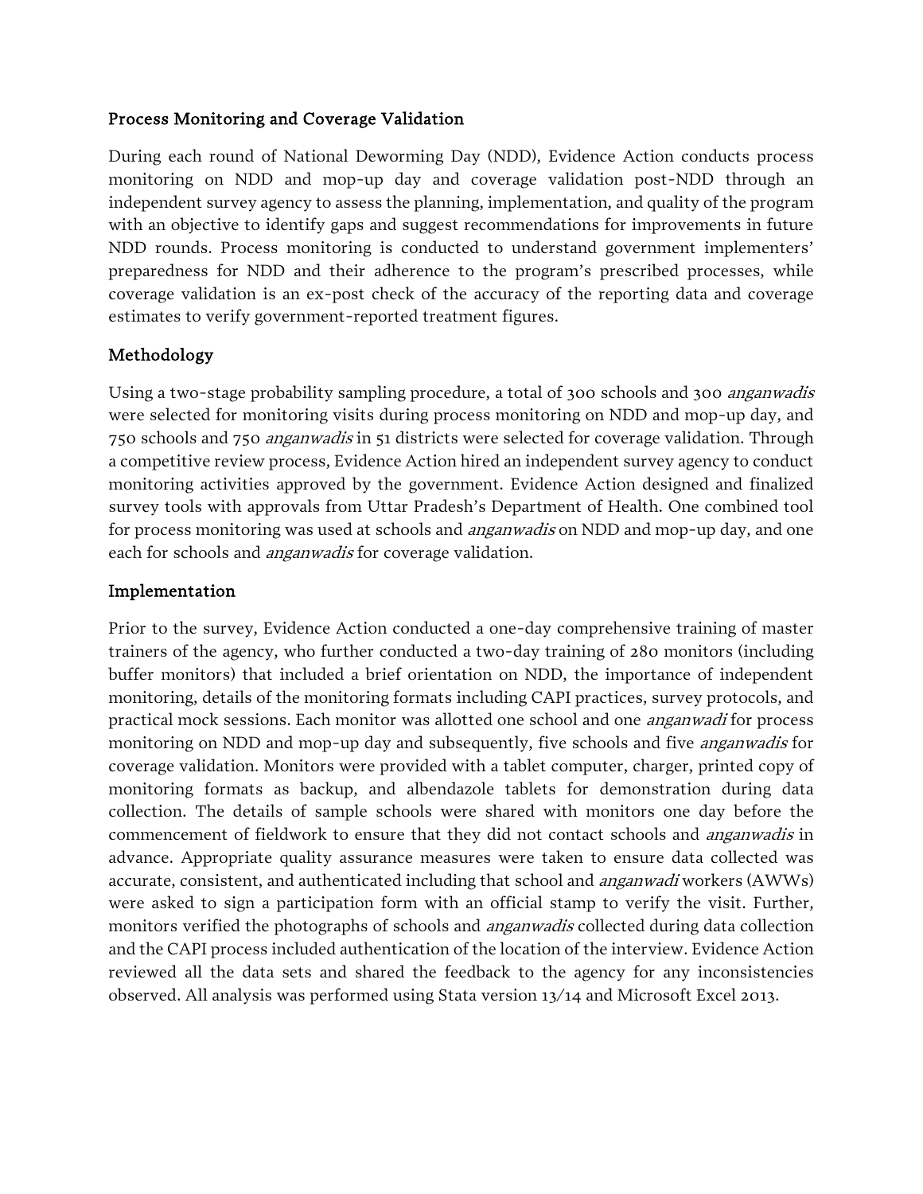## Process Monitoring and Coverage Validation

During each round of National Deworming Day (NDD), Evidence Action conducts process monitoring on NDD and mop-up day and coverage validation post-NDD through an independent survey agency to assess the planning, implementation, and quality of the program with an objective to identify gaps and suggest recommendations for improvements in future NDD rounds. Process monitoring is conducted to understand government implementers' preparedness for NDD and their adherence to the program's prescribed processes, while coverage validation is an ex-post check of the accuracy of the reporting data and coverage estimates to verify government-reported treatment figures.

## Methodology

Using a two-stage probability sampling procedure, a total of 300 schools and 300 *anganwadis* were selected for monitoring visits during process monitoring on NDD and mop-up day, and 750 schools and 750 *anganwadis* in 51 districts were selected for coverage validation. Through a competitive review process, Evidence Action hired an independent survey agency to conduct monitoring activities approved by the government. Evidence Action designed and finalized survey tools with approvals from Uttar Pradesh's Department of Health. One combined tool for process monitoring was used at schools and *anganwadis* on NDD and mop-up day, and one each for schools and *anganwadis* for coverage validation.

## Implementation

Prior to the survey, Evidence Action conducted a one-day comprehensive training of master trainers of the agency, who further conducted a two-day training of 280 monitors (including buffer monitors) that included a brief orientation on NDD, the importance of independent monitoring, details of the monitoring formats including CAPI practices, survey protocols, and practical mock sessions. Each monitor was allotted one school and one *anganwadi* for process monitoring on NDD and mop-up day and subsequently, five schools and five *anganwadis* for coverage validation. Monitors were provided with a tablet computer, charger, printed copy of monitoring formats as backup, and albendazole tablets for demonstration during data collection. The details of sample schools were shared with monitors one day before the commencement of fieldwork to ensure that they did not contact schools and *anganwadis* in advance. Appropriate quality assurance measures were taken to ensure data collected was accurate, consistent, and authenticated including that school and *anganwadi* workers (AWWs) were asked to sign a participation form with an official stamp to verify the visit. Further, monitors verified the photographs of schools and *anganwadis* collected during data collection and the CAPI process included authentication of the location of the interview. Evidence Action reviewed all the data sets and shared the feedback to the agency for any inconsistencies observed. All analysis was performed using Stata version 13/14 and Microsoft Excel 2013.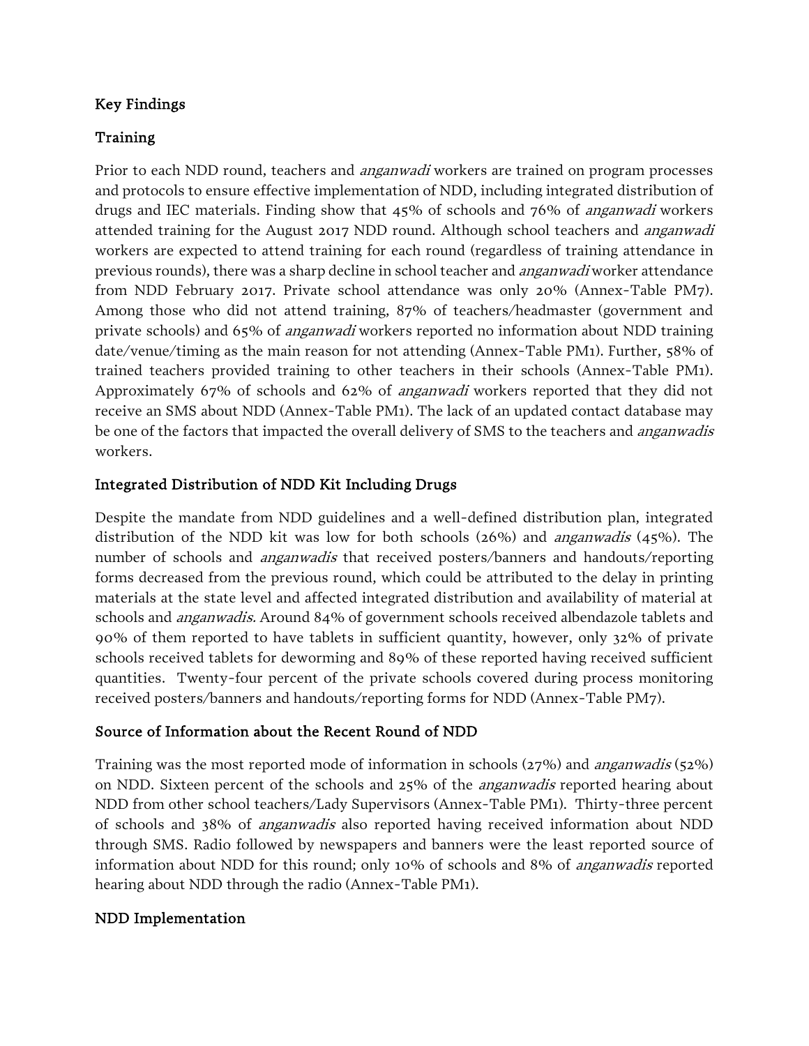## Key Findings

### Training

Prior to each NDD round, teachers and *anganwadi* workers are trained on program processes and protocols to ensure effective implementation of NDD, including integrated distribution of drugs and IEC materials. Finding show that 45% of schools and 76% of *anganwadi* workers attended training for the August 2017 NDD round. Although school teachers and *anganwadi* workers are expected to attend training for each round (regardless of training attendance in previous rounds), there was a sharp decline in school teacher and *anganwadi* worker attendance from NDD February 2017. Private school attendance was only 20% (Annex-Table PM7). Among those who did not attend training, 87% of teachers/headmaster (government and private schools) and 65% of *anganwadi* workers reported no information about NDD training date/venue/timing as the main reason for not attending (Annex-Table PM1). Further, 58% of trained teachers provided training to other teachers in their schools (Annex-Table PM1). Approximately 67% of schools and 62% of *anganwadi* workers reported that they did not receive an SMS about NDD (Annex-Table PM1). The lack of an updated contact database may be one of the factors that impacted the overall delivery of SMS to the teachers and *anganwadis* workers.

### Integrated Distribution of NDD Kit Including Drugs

Despite the mandate from NDD guidelines and a well-defined distribution plan, integrated distribution of the NDD kit was low for both schools (26%) and *anganwadis* (45%). The number of schools and *anganwadis* that received posters/banners and handouts/reporting forms decreased from the previous round, which could be attributed to the delay in printing materials at the state level and affected integrated distribution and availability of material at schools and *anganwadis.* Around 84% of government schools received albendazole tablets and 90% of them reported to have tablets in sufficient quantity, however, only 32% of private schools received tablets for deworming and 89% of these reported having received sufficient quantities. Twenty-four percent of the private schools covered during process monitoring received posters/banners and handouts/reporting forms for NDD (Annex-Table PM7).

### Source of Information about the Recent Round of NDD

Training was the most reported mode of information in schools (27%) and *anganwadis* (52%) on NDD. Sixteen percent of the schools and 25% of the *anganwadis* reported hearing about NDD from other school teachers/Lady Supervisors (Annex-Table PM1). Thirty-three percent of schools and 38% of *anganwadis* also reported having received information about NDD through SMS. Radio followed by newspapers and banners were the least reported source of information about NDD for this round; only 10% of schools and 8% of *anganwadis* reported hearing about NDD through the radio (Annex-Table PM1).

### NDD Implementation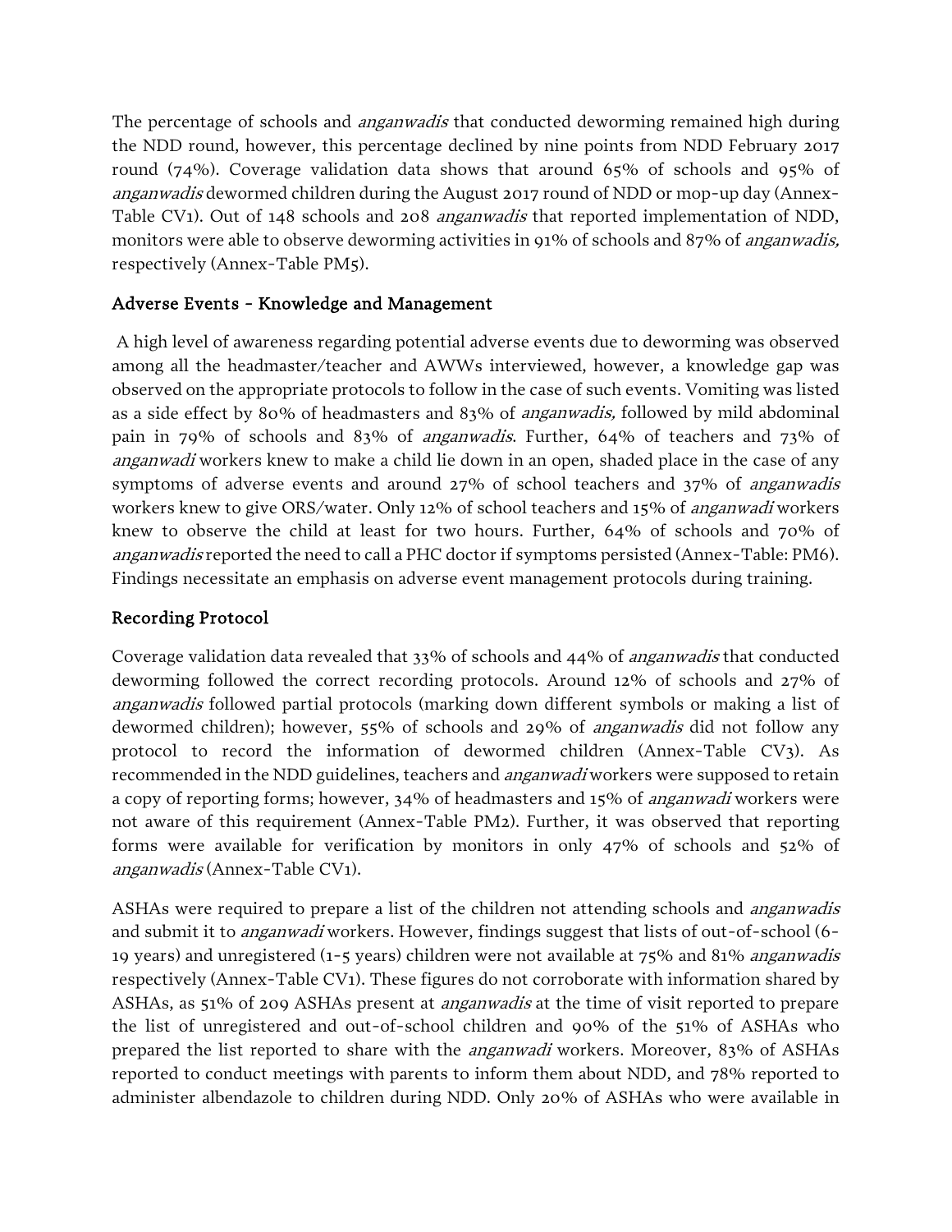The percentage of schools and *anganwadis* that conducted deworming remained high during the NDD round, however, this percentage declined by nine points from NDD February 2017 round (74%). Coverage validation data shows that around 65% of schools and 95% of *anganwadis* dewormed children during the August 2017 round of NDD or mop-up day (Annex-Table CV1). Out of 148 schools and 208 *anganwadis* that reported implementation of NDD, monitors were able to observe deworming activities in 91% of schools and 87% of *anganwadis,* respectively (Annex-Table PM5).

## Adverse Events - Knowledge and Management

A high level of awareness regarding potential adverse events due to deworming was observed among all the headmaster/teacher and AWWs interviewed, however, a knowledge gap was observed on the appropriate protocols to follow in the case of such events. Vomiting was listed as a side effect by 80% of headmasters and 83% of *anganwadis,* followed by mild abdominal pain in 79% of schools and 83% of *anganwadis*. Further, 64% of teachers and 73% of *anganwadi* workers knew to make a child lie down in an open, shaded place in the case of any symptoms of adverse events and around 27% of school teachers and 37% of *anganwadis* workers knew to give ORS/water. Only 12% of school teachers and 15% of *anganwadi* workers knew to observe the child at least for two hours. Further, 64% of schools and 70% of *anganwadis* reported the need to call a PHC doctor if symptoms persisted (Annex-Table: PM6). Findings necessitate an emphasis on adverse event management protocols during training.

## Recording Protocol

Coverage validation data revealed that 33% of schools and 44% of *anganwadis* that conducted deworming followed the correct recording protocols. Around 12% of schools and 27% of *anganwadis* followed partial protocols (marking down different symbols or making a list of dewormed children); however, 55% of schools and 29% of *anganwadis* did not follow any protocol to record the information of dewormed children (Annex-Table CV3). As recommended in the NDD guidelines, teachers and *anganwadi* workers were supposed to retain a copy of reporting forms; however, 34% of headmasters and 15% of *anganwadi* workers were not aware of this requirement (Annex-Table PM2). Further, it was observed that reporting forms were available for verification by monitors in only 47% of schools and 52% of *anganwadis* (Annex-Table CV1).

ASHAs were required to prepare a list of the children not attending schools and *anganwadis* and submit it to *anganwadi* workers. However, findings suggest that lists of out-of-school (6-19 years) and unregistered (1-5 years) children were not available at 75% and 81% *anganwadis* respectively (Annex-Table CV1). These figures do not corroborate with information shared by ASHAs, as 51% of 209 ASHAs present at *anganwadis* at the time of visit reported to prepare the list of unregistered and out-of-school children and 90% of the 51% of ASHAs who prepared the list reported to share with the *anganwadi* workers. Moreover, 83% of ASHAs reported to conduct meetings with parents to inform them about NDD, and 78% reported to administer albendazole to children during NDD. Only 20% of ASHAs who were available in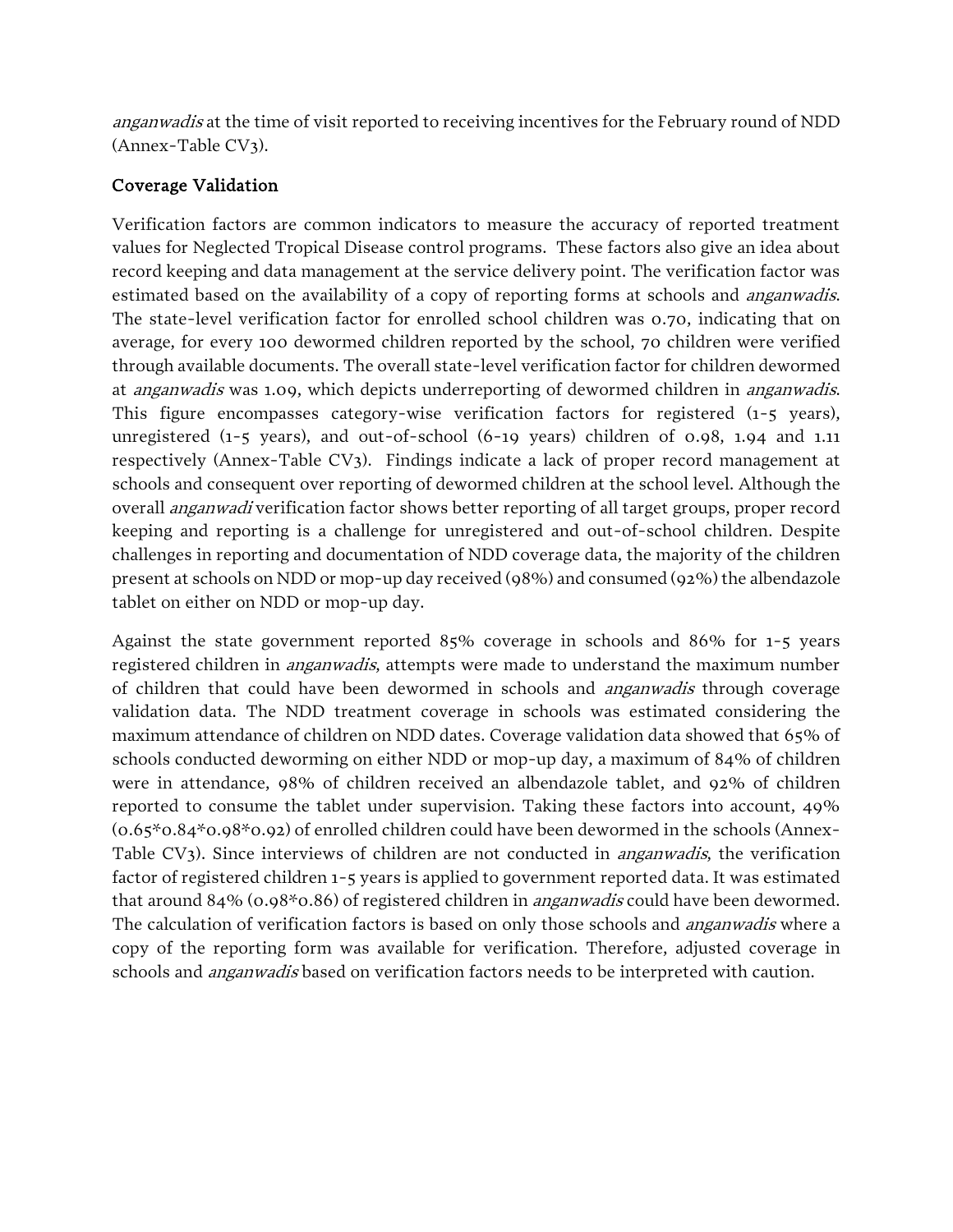*anganwadis* at the time of visit reported to receiving incentives for the February round of NDD (Annex-Table CV3).

## Coverage Validation

Verification factors are common indicators to measure the accuracy of reported treatment values for Neglected Tropical Disease control programs. These factors also give an idea about record keeping and data management at the service delivery point. The verification factor was estimated based on the availability of a copy of reporting forms at schools and *anganwadis*. The state-level verification factor for enrolled school children was 0.70, indicating that on average, for every 100 dewormed children reported by the school, 70 children were verified through available documents. The overall state-level verification factor for children dewormed at *anganwadis* was 1.09, which depicts underreporting of dewormed children in *anganwadis*. This figure encompasses category-wise verification factors for registered (1-5 years), unregistered (1-5 years), and out-of-school (6-19 years) children of 0.98, 1.94 and 1.11 respectively (Annex-Table CV3). Findings indicate a lack of proper record management at schools and consequent over reporting of dewormed children at the school level. Although the overall *anganwadi* verification factor shows better reporting of all target groups, proper record keeping and reporting is a challenge for unregistered and out-of-school children. Despite challenges in reporting and documentation of NDD coverage data, the majority of the children present at schools on NDD or mop-up day received (98%) and consumed (92%) the albendazole tablet on either on NDD or mop-up day.

Against the state government reported 85% coverage in schools and 86% for 1-5 years registered children in *anganwadis*, attempts were made to understand the maximum number of children that could have been dewormed in schools and *anganwadis* through coverage validation data. The NDD treatment coverage in schools was estimated considering the maximum attendance of children on NDD dates. Coverage validation data showed that 65% of schools conducted deworming on either NDD or mop-up day, a maximum of 84% of children were in attendance, 98% of children received an albendazole tablet, and 92% of children reported to consume the tablet under supervision. Taking these factors into account, 49% (0.65*0.84*0.98*0.92) of enrolled children could have been dewormed in the schools (Annex-Table CV3). Since interviews of children are not conducted in *anganwadis*, the verification factor of registered children 1-5 years is applied to government reported data. It was estimated that around 84% (0.98*0.86) of registered children in *anganwadis* could have been dewormed. The calculation of verification factors is based on only those schools and *anganwadis* where a copy of the reporting form was available for verification. Therefore, adjusted coverage in schools and *anganwadis* based on verification factors needs to be interpreted with caution.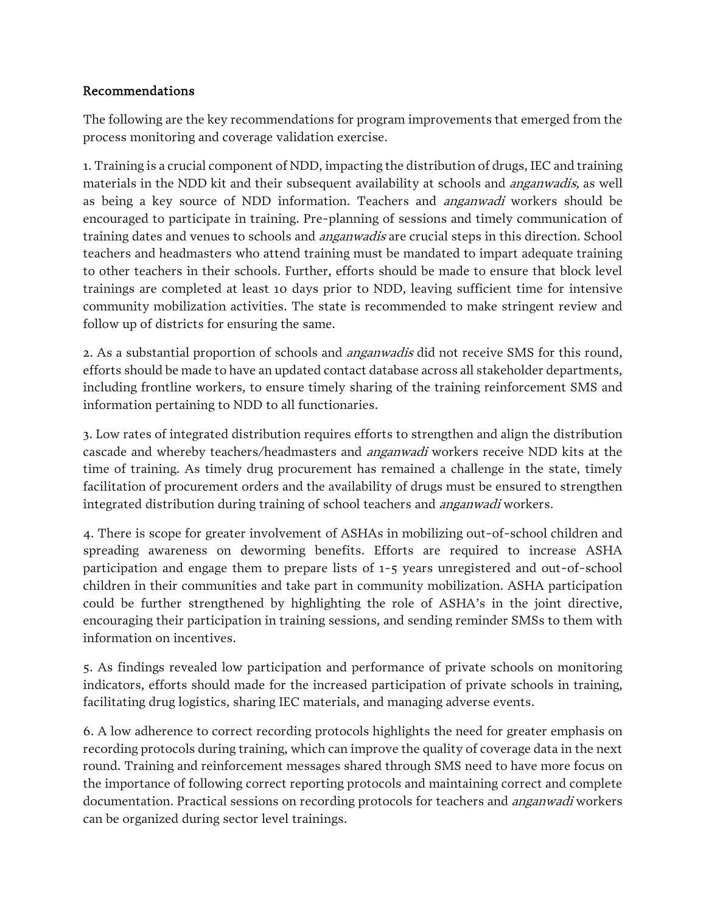## Recommendations

The following are the key recommendations for program improvements that emerged from the process monitoring and coverage validation exercise.

1. Training is a crucial component of NDD, impacting the distribution of drugs, IEC and training materials in the NDD kit and their subsequent availability at schools and *anganwadis*, as well as being a key source of NDD information. Teachers and *anganwadi* workers should be encouraged to participate in training. Pre-planning of sessions and timely communication of training dates and venues to schools and *anganwadis* are crucial steps in this direction. School teachers and headmasters who attend training must be mandated to impart adequate training to other teachers in their schools. Further, efforts should be made to ensure that block level trainings are completed at least 10 days prior to NDD, leaving sufficient time for intensive community mobilization activities. The state is recommended to make stringent review and follow up of districts for ensuring the same.

2. As a substantial proportion of schools and *anganwadis* did not receive SMS for this round, efforts should be made to have an updated contact database across all stakeholder departments, including frontline workers, to ensure timely sharing of the training reinforcement SMS and information pertaining to NDD to all functionaries.

3. Low rates of integrated distribution requires efforts to strengthen and align the distribution cascade and whereby teachers/headmasters and *anganwadi* workers receive NDD kits at the time of training. As timely drug procurement has remained a challenge in the state, timely facilitation of procurement orders and the availability of drugs must be ensured to strengthen integrated distribution during training of school teachers and *anganwadi* workers.

4. There is scope for greater involvement of ASHAs in mobilizing out-of-school children and spreading awareness on deworming benefits. Efforts are required to increase ASHA participation and engage them to prepare lists of 1-5 years unregistered and out-of-school children in their communities and take part in community mobilization. ASHA participation could be further strengthened by highlighting the role of ASHA's in the joint directive, encouraging their participation in training sessions, and sending reminder SMSs to them with information on incentives.

5. As findings revealed low participation and performance of private schools on monitoring indicators, efforts should made for the increased participation of private schools in training, facilitating drug logistics, sharing IEC materials, and managing adverse events.

6. A low adherence to correct recording protocols highlights the need for greater emphasis on recording protocols during training, which can improve the quality of coverage data in the next round. Training and reinforcement messages shared through SMS need to have more focus on the importance of following correct reporting protocols and maintaining correct and complete documentation. Practical sessions on recording protocols for teachers and *anganwadi* workers can be organized during sector level trainings.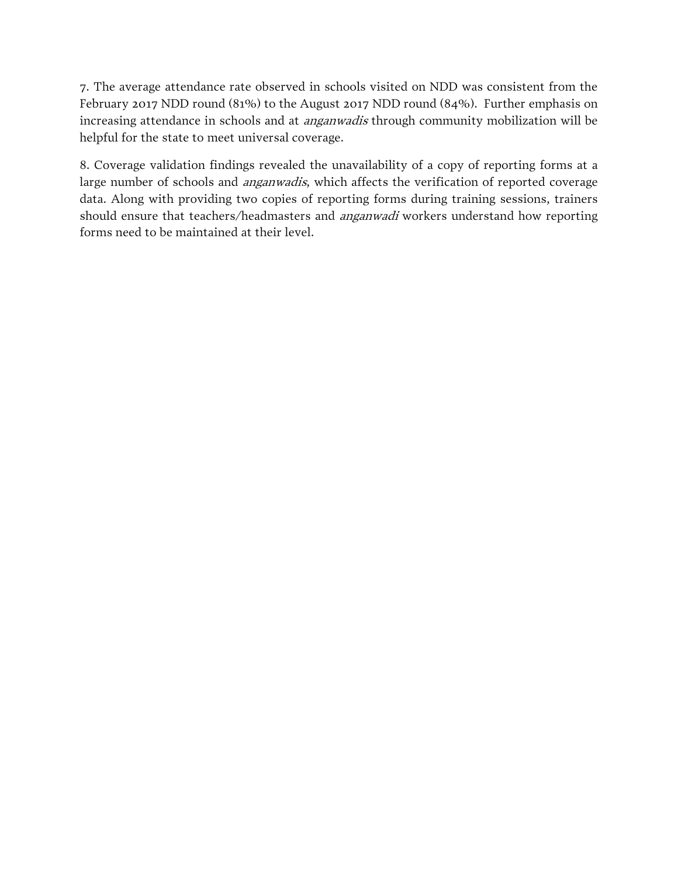7. The average attendance rate observed in schools visited on NDD was consistent from the February 2017 NDD round (81%) to the August 2017 NDD round (84%). Further emphasis on increasing attendance in schools and at *anganwadis* through community mobilization will be helpful for the state to meet universal coverage.

8. Coverage validation findings revealed the unavailability of a copy of reporting forms at a large number of schools and *anganwadis*, which affects the verification of reported coverage data. Along with providing two copies of reporting forms during training sessions, trainers should ensure that teachers/headmasters and *anganwadi* workers understand how reporting forms need to be maintained at their level.